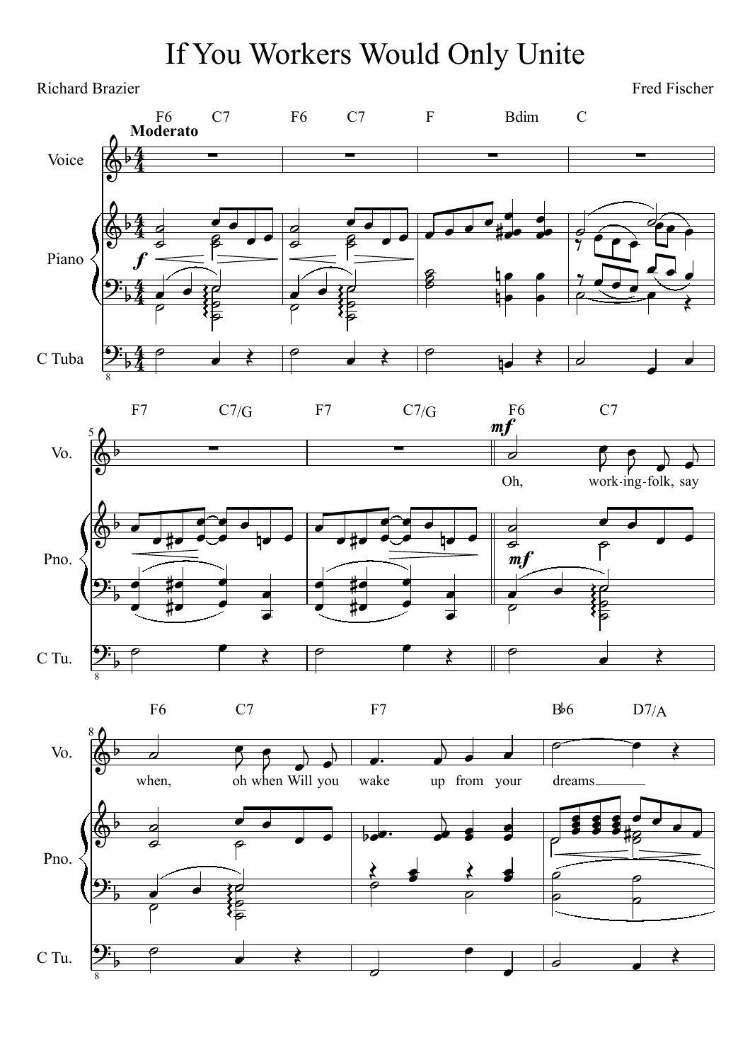# If You Workers Would Only Unite

Richard Brazier

Fred Fischer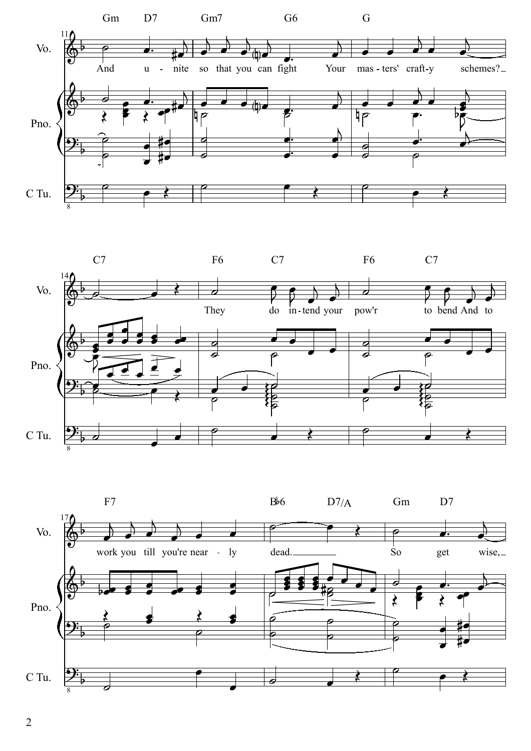Gm D7 Gm7 G6 G

Vo. And u - nite so that you can fight Your mas - ters' craft-y schemes?

Pno.

C Tu.

C7 F6 C7 F6 C7

Vo. They do in - tend your pow'r to bend And to

Pno.

C Tu.

F7 B♭6 D7/A Gm D7

Vo. work you till you're near - ly dead. So get wise,

Pno.

C Tu.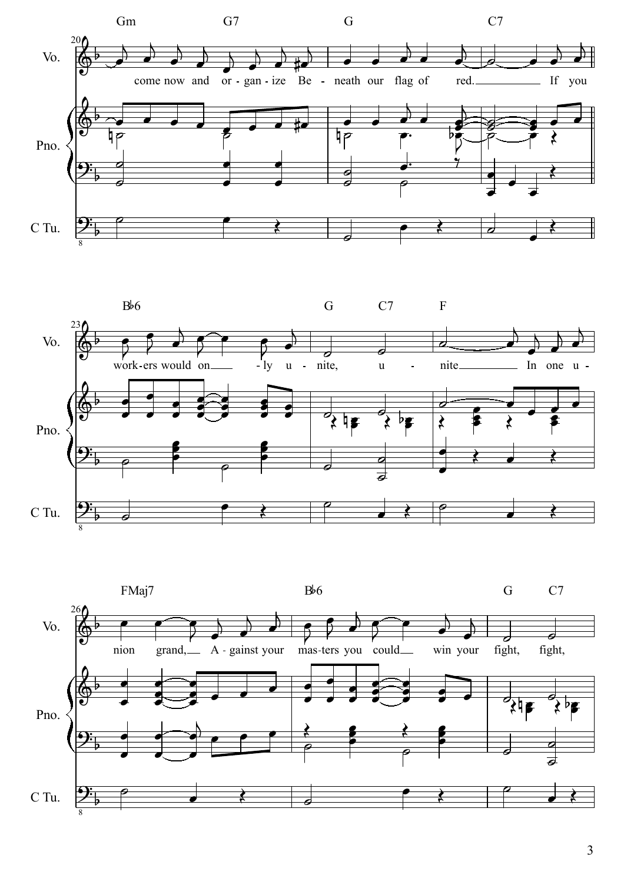Gm G7 G C7

Vo.: come now and or - gan - ize Be - neath our flag of red. If you

Pno.

C Tu.

B♭6 G C7 F

Vo.: work - ers would on - ly u - nite, u - nite In one u -

Pno.

C Tu.

FMaj7 B♭6 G C7

Vo.: nion grand, A - gainst your mas - ters you could win your fight, fight,

Pno.

C Tu.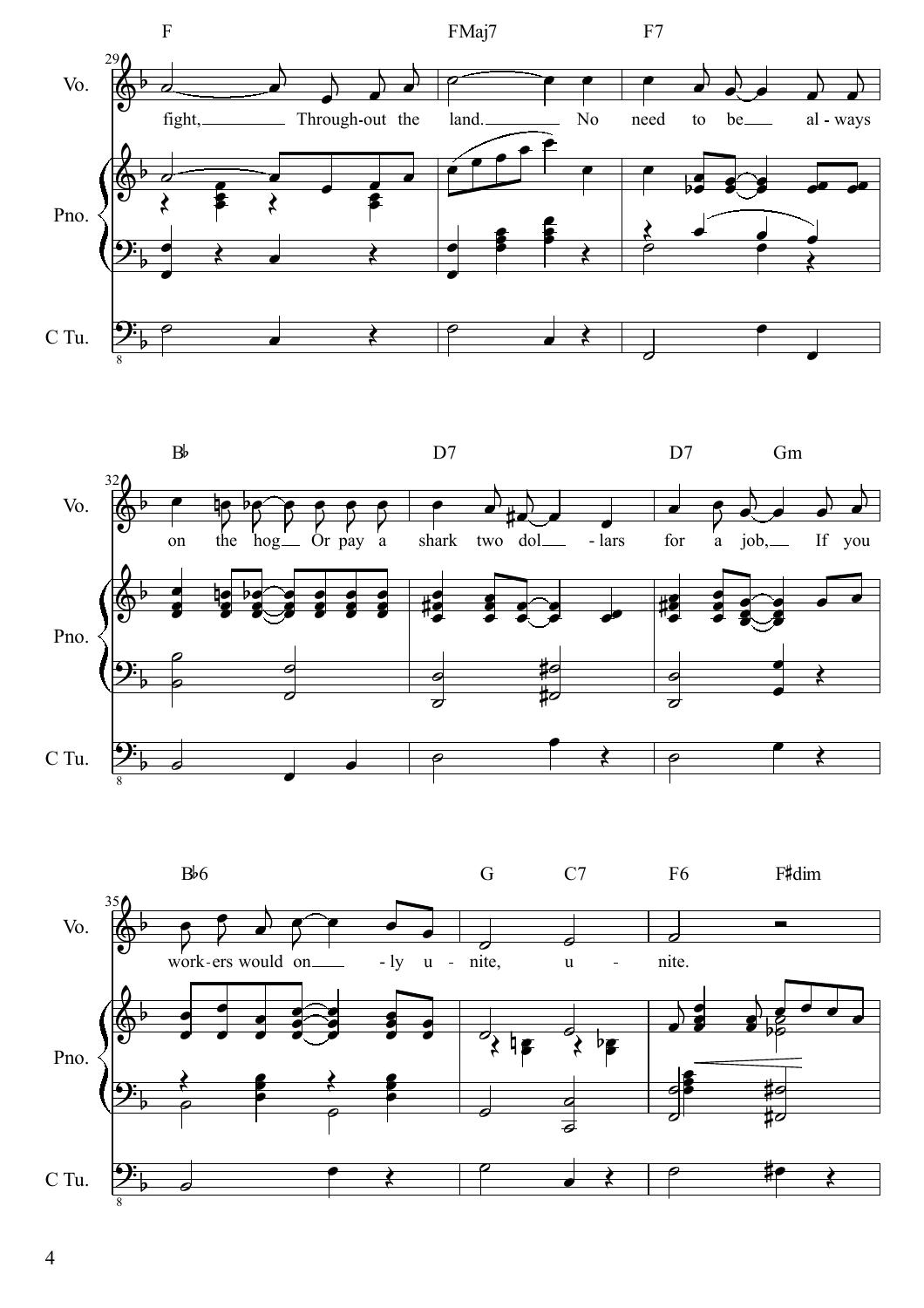**29**

F — FMaj7 — F7

Vo.: fight, Through-out the land. No need to be al-ways

Pno.

C Tu.

**32**

B♭ — D7 — D7 — Gm

Vo.: on the hog Or pay a shark two dol-lars for a job, If you

Pno.

C Tu.

**35**

B♭6 — G — C7 — F6 — F♯dim

Vo.: work-ers would on-ly u-nite, u-nite.

Pno.

C Tu.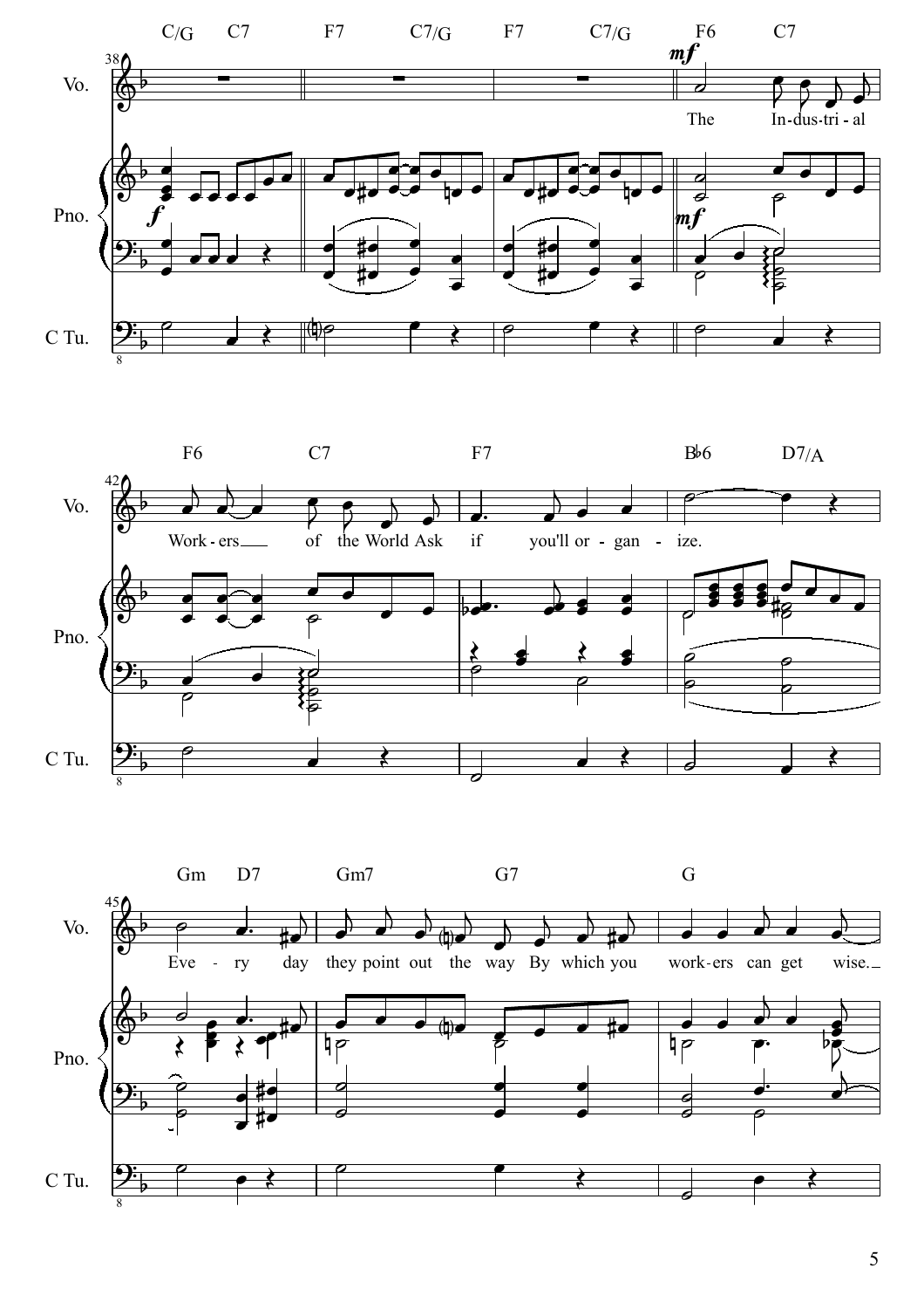Vo.: The Industrial Workers of the World Ask if you'll organize. Every day they point out the way By which you workers can get wise.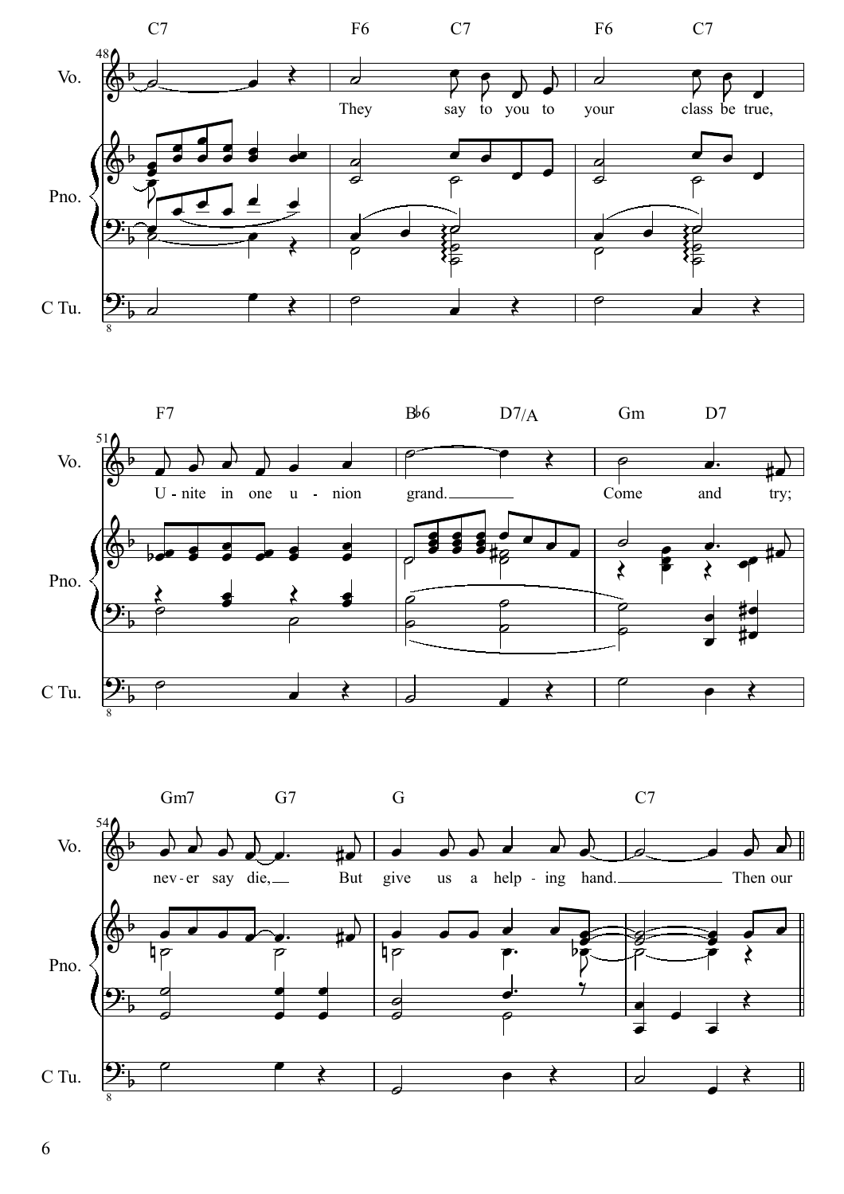C7 | F6 C7 | F6 C7

They say to you to your class be true,

F7 | B♭6 D7/A | Gm D7

U - nite in one u - nion grand. Come and try;

Gm7 G7 | G | C7

nev - er say die, But give us a help - ing hand. Then our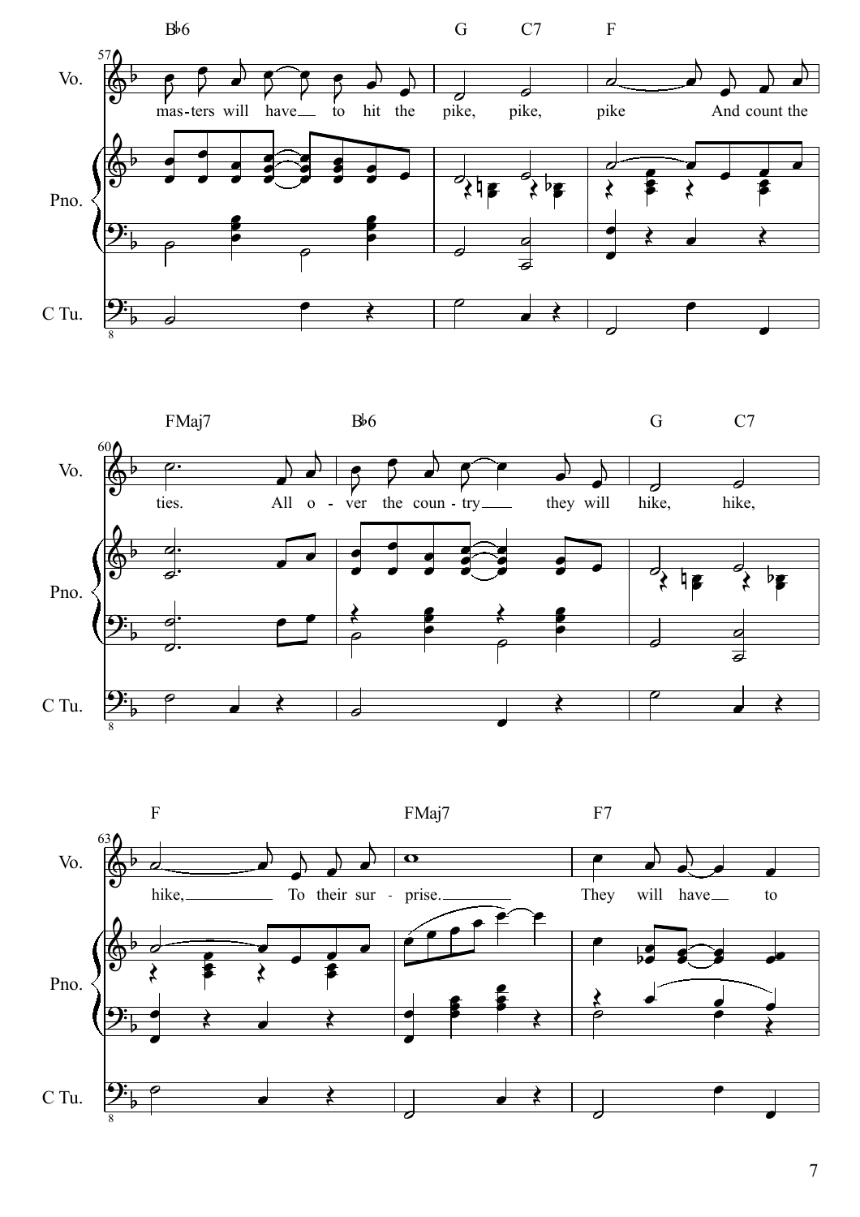Vo.

Pno.

C Tu.

B♭6 G C7 F

mas-ters will have to hit the pike, pike, pike And count the

FMaj7 B♭6 G C7

ties. All o - ver the coun - try they will hike, hike,

F FMaj7 F7

hike, To their sur - prise. They will have to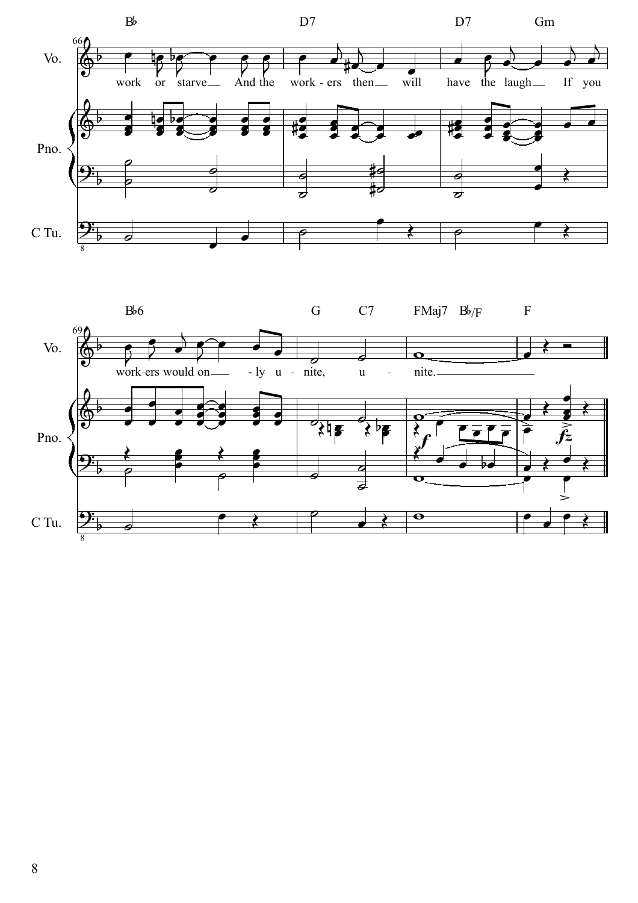work or starve And the workers then will have the laugh If you workers would only unite, unite.